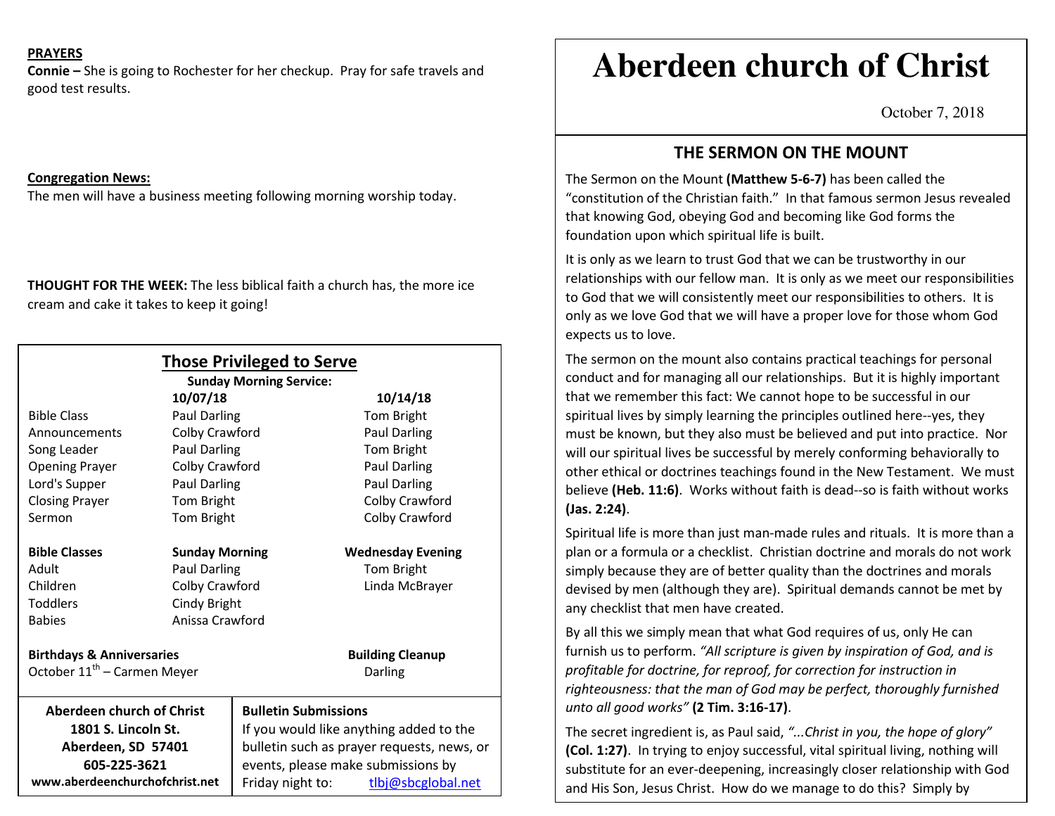**PRAYERS**

**Connie –** She is going to Rochester for her checkup. Pray for safe travels and good test results.

**Congregation News:**

The men will have a business meeting following morning worship today.

**THOUGHT FOR THE WEEK:** The less biblical faith a church has, the more ice cream and cake it takes to keep it going!

## Those Privileged to Serve

**Sunday Morning Service:**

| | 10/07/18 | 10/14/18 |
|---|---|---|
| Bible Class | Paul Darling | Tom Bright |
| Announcements | Colby Crawford | Paul Darling |
| Song Leader | Paul Darling | Tom Bright |
| Opening Prayer | Colby Crawford | Paul Darling |
| Lord's Supper | Paul Darling | Paul Darling |
| Closing Prayer | Tom Bright | Colby Crawford |
| Sermon | Tom Bright | Colby Crawford |

| **Bible Classes** | **Sunday Morning** | **Wednesday Evening** |
|---|---|---|
| Adult | Paul Darling | Tom Bright |
| Children | Colby Crawford | Linda McBrayer |
| Toddlers | Cindy Bright | |
| Babies | Anissa Crawford | |

**Birthdays & Anniversaries**

October 11th – Carmen Meyer

**Building Cleanup**

Darling

**Aberdeen church of Christ**
**1801 S. Lincoln St.**
**Aberdeen, SD 57401**
**605-225-3621**
**www.aberdeenchurchofchrist.net**

**Bulletin Submissions**

If you would like anything added to the bulletin such as prayer requests, news, or events, please make submissions by Friday night to: tlbj@sbcglobal.net

# Aberdeen church of Christ

October 7, 2018

## THE SERMON ON THE MOUNT

The Sermon on the Mount **(Matthew 5-6-7)** has been called the "constitution of the Christian faith." In that famous sermon Jesus revealed that knowing God, obeying God and becoming like God forms the foundation upon which spiritual life is built.

It is only as we learn to trust God that we can be trustworthy in our relationships with our fellow man. It is only as we meet our responsibilities to God that we will consistently meet our responsibilities to others. It is only as we love God that we will have a proper love for those whom God expects us to love.

The sermon on the mount also contains practical teachings for personal conduct and for managing all our relationships. But it is highly important that we remember this fact: We cannot hope to be successful in our spiritual lives by simply learning the principles outlined here--yes, they must be known, but they also must be believed and put into practice. Nor will our spiritual lives be successful by merely conforming behaviorally to other ethical or doctrines teachings found in the New Testament. We must believe **(Heb. 11:6)**. Works without faith is dead--so is faith without works **(Jas. 2:24)**.

Spiritual life is more than just man-made rules and rituals. It is more than a plan or a formula or a checklist. Christian doctrine and morals do not work simply because they are of better quality than the doctrines and morals devised by men (although they are). Spiritual demands cannot be met by any checklist that men have created.

By all this we simply mean that what God requires of us, only He can furnish us to perform. *"All scripture is given by inspiration of God, and is profitable for doctrine, for reproof, for correction for instruction in righteousness: that the man of God may be perfect, thoroughly furnished unto all good works"* **(2 Tim. 3:16-17)**.

The secret ingredient is, as Paul said, *"...Christ in you, the hope of glory"* **(Col. 1:27)**. In trying to enjoy successful, vital spiritual living, nothing will substitute for an ever-deepening, increasingly closer relationship with God and His Son, Jesus Christ. How do we manage to do this? Simply by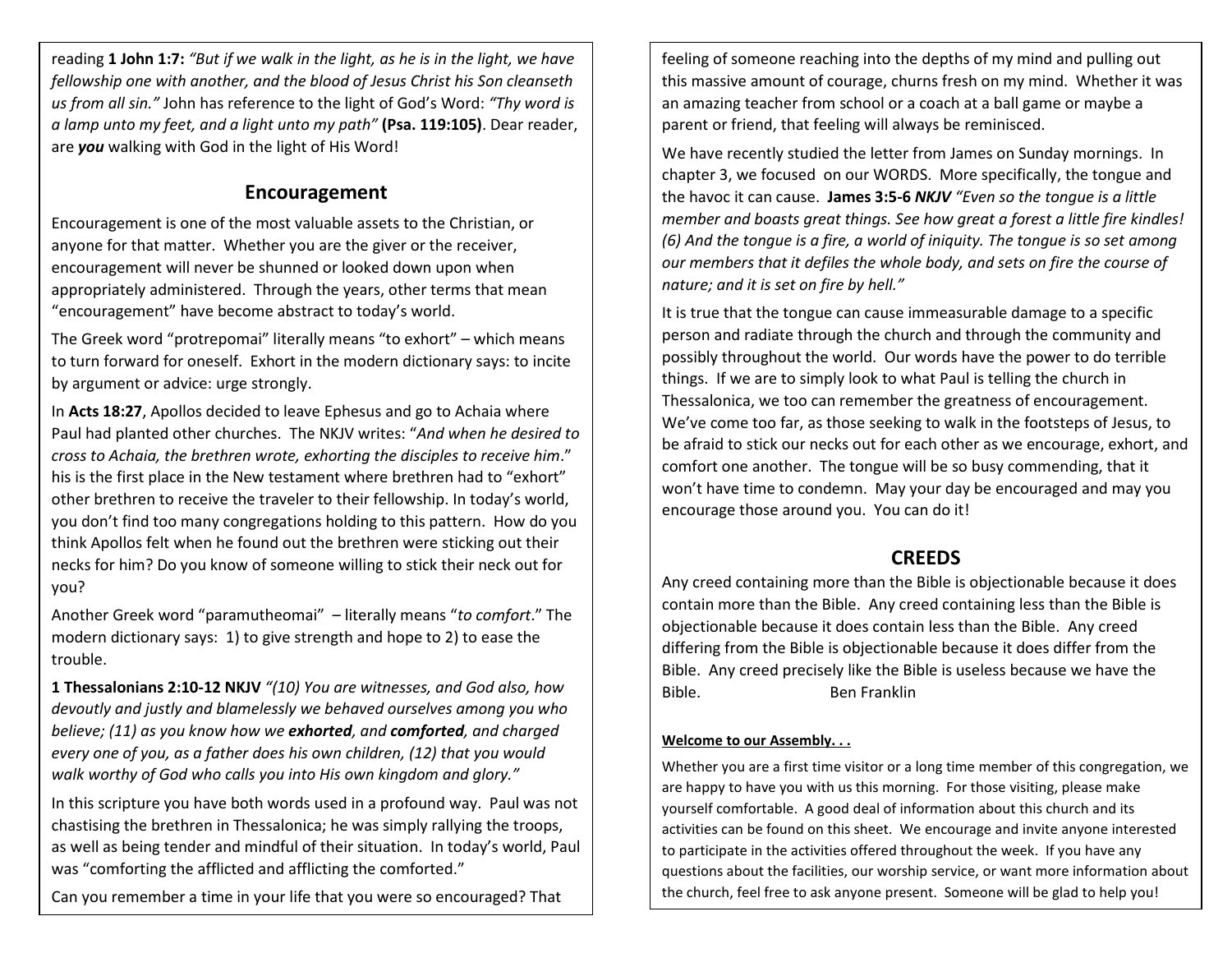reading **1 John 1:7:** *"But if we walk in the light, as he is in the light, we have fellowship one with another, and the blood of Jesus Christ his Son cleanseth us from all sin."* John has reference to the light of God's Word: *"Thy word is a lamp unto my feet, and a light unto my path"* **(Psa. 119:105)**. Dear reader, are ***you*** walking with God in the light of His Word!

## Encouragement

Encouragement is one of the most valuable assets to the Christian, or anyone for that matter. Whether you are the giver or the receiver, encouragement will never be shunned or looked down upon when appropriately administered. Through the years, other terms that mean "encouragement" have become abstract to today's world.

The Greek word "protrepomai" literally means "to exhort" – which means to turn forward for oneself. Exhort in the modern dictionary says: to incite by argument or advice: urge strongly.

In **Acts 18:27**, Apollos decided to leave Ephesus and go to Achaia where Paul had planted other churches. The NKJV writes: "*And when he desired to cross to Achaia, the brethren wrote, exhorting the disciples to receive him*." his is the first place in the New testament where brethren had to "exhort" other brethren to receive the traveler to their fellowship. In today's world, you don't find too many congregations holding to this pattern. How do you think Apollos felt when he found out the brethren were sticking out their necks for him? Do you know of someone willing to stick their neck out for you?

Another Greek word "paramutheomai" – literally means "*to comfort*." The modern dictionary says: 1) to give strength and hope to 2) to ease the trouble.

**1 Thessalonians 2:10-12 NKJV** *"(10) You are witnesses, and God also, how devoutly and justly and blamelessly we behaved ourselves among you who believe; (11) as you know how we* ***exhorted****, and* ***comforted****, and charged every one of you, as a father does his own children, (12) that you would walk worthy of God who calls you into His own kingdom and glory."*

In this scripture you have both words used in a profound way. Paul was not chastising the brethren in Thessalonica; he was simply rallying the troops, as well as being tender and mindful of their situation. In today's world, Paul was "comforting the afflicted and afflicting the comforted."

Can you remember a time in your life that you were so encouraged? That feeling of someone reaching into the depths of my mind and pulling out this massive amount of courage, churns fresh on my mind. Whether it was an amazing teacher from school or a coach at a ball game or maybe a parent or friend, that feeling will always be reminisced.

We have recently studied the letter from James on Sunday mornings. In chapter 3, we focused on our WORDS. More specifically, the tongue and the havoc it can cause. **James 3:5-6** ***NKJV*** *"Even so the tongue is a little member and boasts great things. See how great a forest a little fire kindles! (6) And the tongue is a fire, a world of iniquity. The tongue is so set among our members that it defiles the whole body, and sets on fire the course of nature; and it is set on fire by hell."*

It is true that the tongue can cause immeasurable damage to a specific person and radiate through the church and through the community and possibly throughout the world. Our words have the power to do terrible things. If we are to simply look to what Paul is telling the church in Thessalonica, we too can remember the greatness of encouragement. We've come too far, as those seeking to walk in the footsteps of Jesus, to be afraid to stick our necks out for each other as we encourage, exhort, and comfort one another. The tongue will be so busy commending, that it won't have time to condemn. May your day be encouraged and may you encourage those around you. You can do it!

## CREEDS

Any creed containing more than the Bible is objectionable because it does contain more than the Bible. Any creed containing less than the Bible is objectionable because it does contain less than the Bible. Any creed differing from the Bible is objectionable because it does differ from the Bible. Any creed precisely like the Bible is useless because we have the Bible. Ben Franklin

**Welcome to our Assembly. . .**

Whether you are a first time visitor or a long time member of this congregation, we are happy to have you with us this morning. For those visiting, please make yourself comfortable. A good deal of information about this church and its activities can be found on this sheet. We encourage and invite anyone interested to participate in the activities offered throughout the week. If you have any questions about the facilities, our worship service, or want more information about the church, feel free to ask anyone present. Someone will be glad to help you!